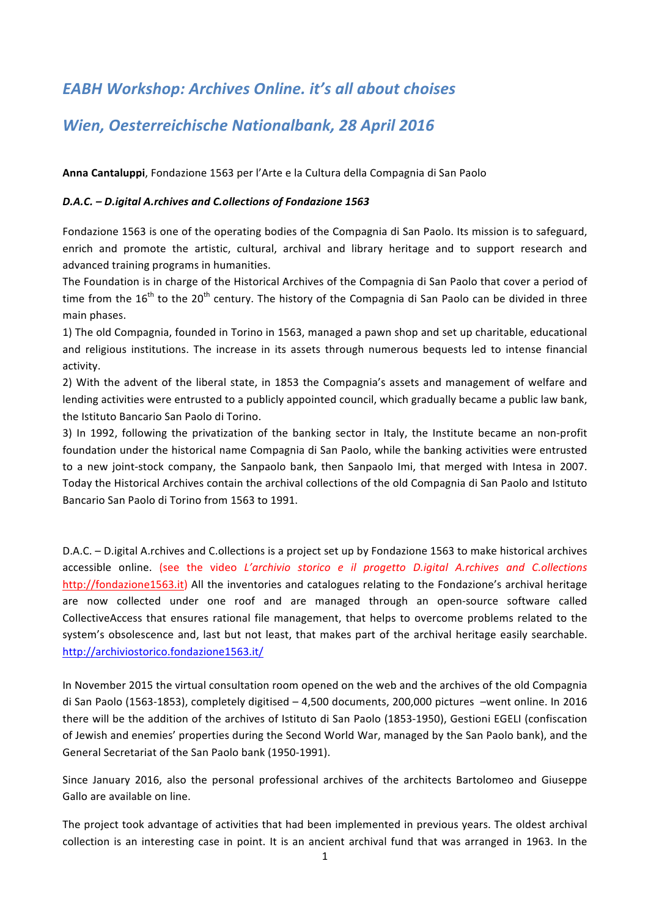# *EABH Workshop: Archives Online. it's all about choises*

# *Wien, Oesterreichische Nationalbank, 28 April 2016*

**Anna Cantaluppi**, Fondazione 1563 per l'Arte e la Cultura della Compagnia di San Paolo

***D.A.C. – D.igital A.rchives and C.ollections of Fondazione 1563***

Fondazione 1563 is one of the operating bodies of the Compagnia di San Paolo. Its mission is to safeguard, enrich and promote the artistic, cultural, archival and library heritage and to support research and advanced training programs in humanities.

The Foundation is in charge of the Historical Archives of the Compagnia di San Paolo that cover a period of time from the 16th to the 20th century. The history of the Compagnia di San Paolo can be divided in three main phases.

1) The old Compagnia, founded in Torino in 1563, managed a pawn shop and set up charitable, educational and religious institutions. The increase in its assets through numerous bequests led to intense financial activity.

2) With the advent of the liberal state, in 1853 the Compagnia's assets and management of welfare and lending activities were entrusted to a publicly appointed council, which gradually became a public law bank, the Istituto Bancario San Paolo di Torino.

3) In 1992, following the privatization of the banking sector in Italy, the Institute became an non-profit foundation under the historical name Compagnia di San Paolo, while the banking activities were entrusted to a new joint-stock company, the Sanpaolo bank, then Sanpaolo Imi, that merged with Intesa in 2007. Today the Historical Archives contain the archival collections of the old Compagnia di San Paolo and Istituto Bancario San Paolo di Torino from 1563 to 1991.

D.A.C. – D.igital A.rchives and C.ollections is a project set up by Fondazione 1563 to make historical archives accessible online. (see the video *L'archivio storico e il progetto D.igital A.rchives and C.ollections* http://fondazione1563.it) All the inventories and catalogues relating to the Fondazione's archival heritage are now collected under one roof and are managed through an open-source software called CollectiveAccess that ensures rational file management, that helps to overcome problems related to the system's obsolescence and, last but not least, that makes part of the archival heritage easily searchable. http://archiviostorico.fondazione1563.it/

In November 2015 the virtual consultation room opened on the web and the archives of the old Compagnia di San Paolo (1563-1853), completely digitised – 4,500 documents, 200,000 pictures –went online. In 2016 there will be the addition of the archives of Istituto di San Paolo (1853-1950), Gestioni EGELI (confiscation of Jewish and enemies' properties during the Second World War, managed by the San Paolo bank), and the General Secretariat of the San Paolo bank (1950-1991).

Since January 2016, also the personal professional archives of the architects Bartolomeo and Giuseppe Gallo are available on line.

The project took advantage of activities that had been implemented in previous years. The oldest archival collection is an interesting case in point. It is an ancient archival fund that was arranged in 1963. In the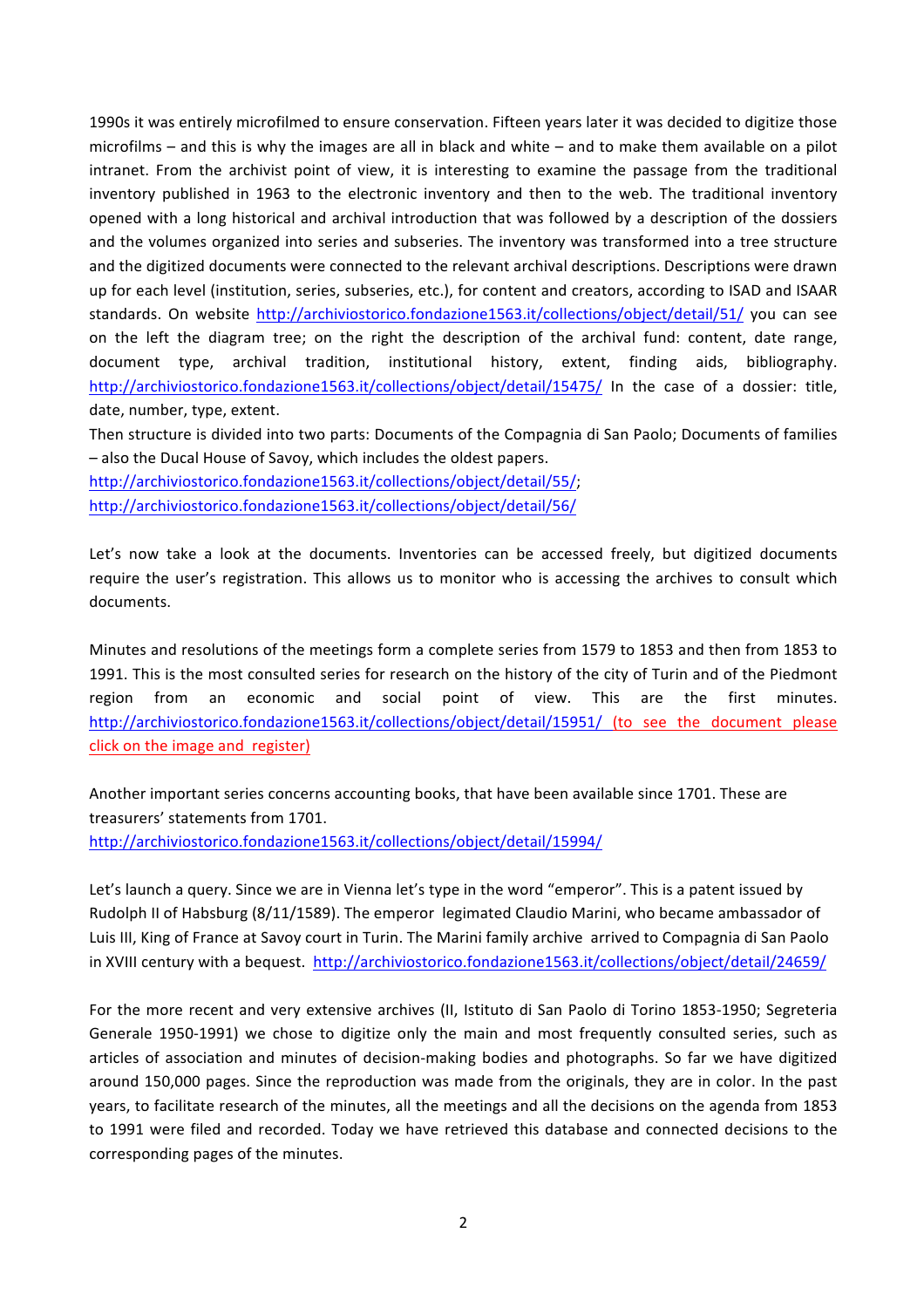1990s it was entirely microfilmed to ensure conservation. Fifteen years later it was decided to digitize those microfilms – and this is why the images are all in black and white – and to make them available on a pilot intranet. From the archivist point of view, it is interesting to examine the passage from the traditional inventory published in 1963 to the electronic inventory and then to the web. The traditional inventory opened with a long historical and archival introduction that was followed by a description of the dossiers and the volumes organized into series and subseries. The inventory was transformed into a tree structure and the digitized documents were connected to the relevant archival descriptions. Descriptions were drawn up for each level (institution, series, subseries, etc.), for content and creators, according to ISAD and ISAAR standards. On website http://archiviostorico.fondazione1563.it/collections/object/detail/51/ you can see on the left the diagram tree; on the right the description of the archival fund: content, date range, document type, archival tradition, institutional history, extent, finding aids, bibliography. http://archiviostorico.fondazione1563.it/collections/object/detail/15475/ In the case of a dossier: title, date, number, type, extent.

Then structure is divided into two parts: Documents of the Compagnia di San Paolo; Documents of families – also the Ducal House of Savoy, which includes the oldest papers.

http://archiviostorico.fondazione1563.it/collections/object/detail/55/;
http://archiviostorico.fondazione1563.it/collections/object/detail/56/

Let's now take a look at the documents. Inventories can be accessed freely, but digitized documents require the user's registration. This allows us to monitor who is accessing the archives to consult which documents.

Minutes and resolutions of the meetings form a complete series from 1579 to 1853 and then from 1853 to 1991. This is the most consulted series for research on the history of the city of Turin and of the Piedmont region from an economic and social point of view. This are the first minutes. http://archiviostorico.fondazione1563.it/collections/object/detail/15951/ (to see the document please click on the image and register)

Another important series concerns accounting books, that have been available since 1701. These are treasurers' statements from 1701.
http://archiviostorico.fondazione1563.it/collections/object/detail/15994/

Let's launch a query. Since we are in Vienna let's type in the word "emperor". This is a patent issued by Rudolph II of Habsburg (8/11/1589). The emperor legimated Claudio Marini, who became ambassador of Luis III, King of France at Savoy court in Turin. The Marini family archive arrived to Compagnia di San Paolo in XVIII century with a bequest. http://archiviostorico.fondazione1563.it/collections/object/detail/24659/

For the more recent and very extensive archives (II, Istituto di San Paolo di Torino 1853-1950; Segreteria Generale 1950-1991) we chose to digitize only the main and most frequently consulted series, such as articles of association and minutes of decision-making bodies and photographs. So far we have digitized around 150,000 pages. Since the reproduction was made from the originals, they are in color. In the past years, to facilitate research of the minutes, all the meetings and all the decisions on the agenda from 1853 to 1991 were filed and recorded. Today we have retrieved this database and connected decisions to the corresponding pages of the minutes.